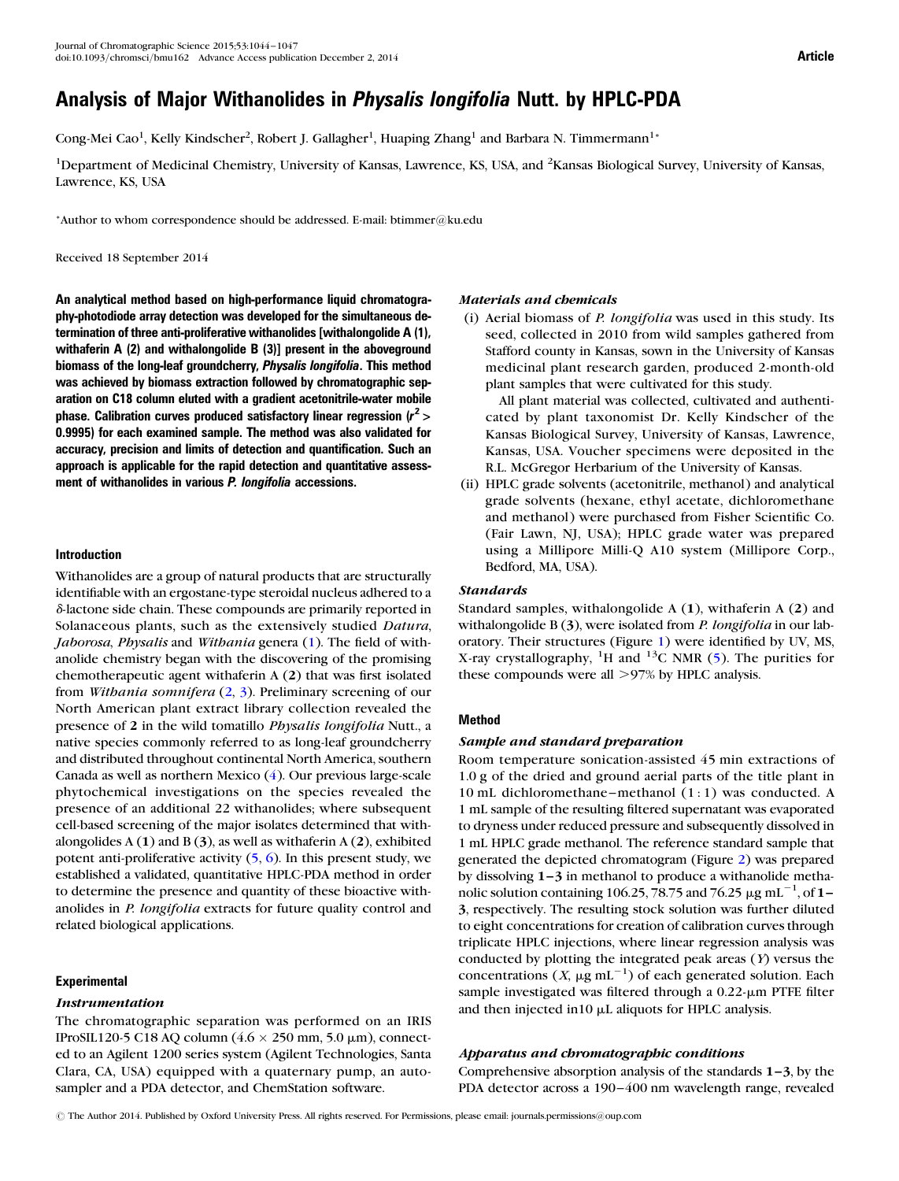# Analysis of Major Withanolides in *Physalis longifolia* Nutt. by HPLC-PDA

Cong-Mei Cao[1], Kelly Kindscher[2], Robert J. Gallagher[1], Huaping Zhang[1] and Barbara N. Timmermann[1*]

[1]Department of Medicinal Chemistry, University of Kansas, Lawrence, KS, USA, and [2]Kansas Biological Survey, University of Kansas, Lawrence, KS, USA

*Author to whom correspondence should be addressed. E-mail: btimmer@ku.edu

Received 18 September 2014

**An analytical method based on high-performance liquid chromatography-photodiode array detection was developed for the simultaneous determination of three anti-proliferative withanolides [withalongolide A (1), withaferin A (2) and withalongolide B (3)] present in the aboveground biomass of the long-leaf groundcherry, *Physalis longifolia*. This method was achieved by biomass extraction followed by chromatographic separation on C18 column eluted with a gradient acetonitrile-water mobile phase. Calibration curves produced satisfactory linear regression ($r^2$ > 0.9995) for each examined sample. The method was also validated for accuracy, precision and limits of detection and quantification. Such an approach is applicable for the rapid detection and quantitative assessment of withanolides in various *P. longifolia* accessions.**

## Introduction

Withanolides are a group of natural products that are structurally identifiable with an ergostane-type steroidal nucleus adhered to a δ-lactone side chain. These compounds are primarily reported in Solanaceous plants, such as the extensively studied *Datura*, *Jaborosa*, *Physalis* and *Withania* genera (1). The field of withanolide chemistry began with the discovering of the promising chemotherapeutic agent withaferin A (**2**) that was first isolated from *Withania somnifera* (2, 3). Preliminary screening of our North American plant extract library collection revealed the presence of **2** in the wild tomatillo *Physalis longifolia* Nutt., a native species commonly referred to as long-leaf groundcherry and distributed throughout continental North America, southern Canada as well as northern Mexico (4). Our previous large-scale phytochemical investigations on the species revealed the presence of an additional 22 withanolides; where subsequent cell-based screening of the major isolates determined that withalongolides A (**1**) and B (**3**), as well as withaferin A (**2**), exhibited potent anti-proliferative activity (5, 6). In this present study, we established a validated, quantitative HPLC-PDA method in order to determine the presence and quantity of these bioactive withanolides in *P. longifolia* extracts for future quality control and related biological applications.

## Experimental

### *Instrumentation*

The chromatographic separation was performed on an IRIS IProSIL120-5 C18 AQ column (4.6 × 250 mm, 5.0 μm), connected to an Agilent 1200 series system (Agilent Technologies, Santa Clara, CA, USA) equipped with a quaternary pump, an autosampler and a PDA detector, and ChemStation software.

### *Materials and chemicals*

(i) Aerial biomass of *P. longifolia* was used in this study. Its seed, collected in 2010 from wild samples gathered from Stafford county in Kansas, sown in the University of Kansas medicinal plant research garden, produced 2-month-old plant samples that were cultivated for this study.

All plant material was collected, cultivated and authenticated by plant taxonomist Dr. Kelly Kindscher of the Kansas Biological Survey, University of Kansas, Lawrence, Kansas, USA. Voucher specimens were deposited in the R.L. McGregor Herbarium of the University of Kansas.

(ii) HPLC grade solvents (acetonitrile, methanol) and analytical grade solvents (hexane, ethyl acetate, dichloromethane and methanol) were purchased from Fisher Scientific Co. (Fair Lawn, NJ, USA); HPLC grade water was prepared using a Millipore Milli-Q A10 system (Millipore Corp., Bedford, MA, USA).

### *Standards*

Standard samples, withalongolide A (**1**), withaferin A (**2**) and withalongolide B (**3**), were isolated from *P. longifolia* in our laboratory. Their structures (Figure 1) were identified by UV, MS, X-ray crystallography, $^1$H and $^{13}$C NMR (5). The purities for these compounds were all >97% by HPLC analysis.

## Method

### *Sample and standard preparation*

Room temperature sonication-assisted 45 min extractions of 1.0 g of the dried and ground aerial parts of the title plant in 10 mL dichloromethane–methanol (1 : 1) was conducted. A 1 mL sample of the resulting filtered supernatant was evaporated to dryness under reduced pressure and subsequently dissolved in 1 mL HPLC grade methanol. The reference standard sample that generated the depicted chromatogram (Figure 2) was prepared by dissolving **1–3** in methanol to produce a withanolide methanolic solution containing 106.25, 78.75 and 76.25 μg mL$^{-1}$, of **1–3**, respectively. The resulting stock solution was further diluted to eight concentrations for creation of calibration curves through triplicate HPLC injections, where linear regression analysis was conducted by plotting the integrated peak areas ($Y$) versus the concentrations ($X$, μg mL$^{-1}$) of each generated solution. Each sample investigated was filtered through a 0.22-μm PTFE filter and then injected in10 μL aliquots for HPLC analysis.

### *Apparatus and chromatographic conditions*

Comprehensive absorption analysis of the standards **1–3**, by the PDA detector across a 190–400 nm wavelength range, revealed

© The Author 2014. Published by Oxford University Press. All rights reserved. For Permissions, please email: journals.permissions@oup.com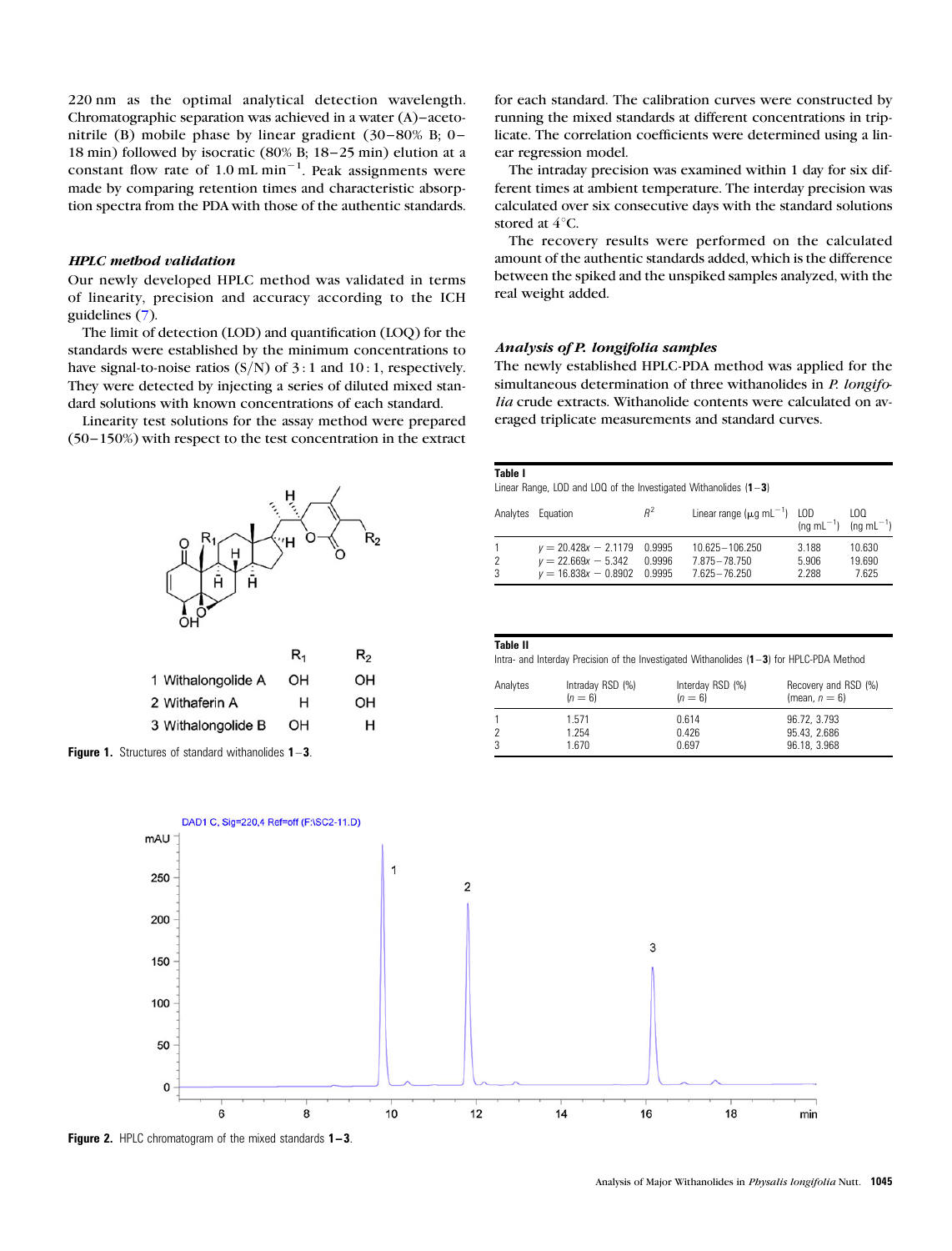220 nm as the optimal analytical detection wavelength. Chromatographic separation was achieved in a water (A)–acetonitrile (B) mobile phase by linear gradient (30–80% B; 0–18 min) followed by isocratic (80% B; 18–25 min) elution at a constant flow rate of 1.0 mL min$^{-1}$. Peak assignments were made by comparing retention times and characteristic absorption spectra from the PDA with those of the authentic standards.

### *HPLC method validation*

Our newly developed HPLC method was validated in terms of linearity, precision and accuracy according to the ICH guidelines (7).

The limit of detection (LOD) and quantification (LOQ) for the standards were established by the minimum concentrations to have signal-to-noise ratios (S/N) of 3 : 1 and 10 : 1, respectively. They were detected by injecting a series of diluted mixed standard solutions with known concentrations of each standard.

Linearity test solutions for the assay method were prepared (50–150%) with respect to the test concentration in the extract for each standard. The calibration curves were constructed by running the mixed standards at different concentrations in triplicate. The correlation coefficients were determined using a linear regression model.

The intraday precision was examined within 1 day for six different times at ambient temperature. The interday precision was calculated over six consecutive days with the standard solutions stored at 4°C.

The recovery results were performed on the calculated amount of the authentic standards added, which is the difference between the spiked and the unspiked samples analyzed, with the real weight added.

### *Analysis of P. longifolia samples*

The newly established HPLC-PDA method was applied for the simultaneous determination of three withanolides in *P. longifolia* crude extracts. Withanolide contents were calculated on averaged triplicate measurements and standard curves.

R$_1$ R$_2$

1 Withalongolide A OH OH

2 Withaferin A H OH

3 Withalongolide B OH H

**Figure 1.** Structures of standard withanolides **1**–**3**.

**Table I**
Linear Range, LOD and LOQ of the Investigated Withanolides (**1**–**3**)

| Analytes | Equation | $R^2$ | Linear range (μg mL$^{-1}$) | LOD (ng mL$^{-1}$) | LOQ (ng mL$^{-1}$) |
|---|---|---|---|---|---|
| 1 | $y = 20.428x - 2.1179$ | 0.9995 | 10.625–106.250 | 3.188 | 10.630 |
| 2 | $y = 22.669x - 5.342$ | 0.9996 | 7.875–78.750 | 5.906 | 19.690 |
| 3 | $y = 16.838x - 0.8902$ | 0.9995 | 7.625–76.250 | 2.288 | 7.625 |

**Table II**
Intra- and Interday Precision of the Investigated Withanolides (**1**–**3**) for HPLC-PDA Method

| Analytes | Intraday RSD (%) ($n = 6$) | Interday RSD (%) ($n = 6$) | Recovery and RSD (%) (mean, $n = 6$) |
|---|---|---|---|
| 1 | 1.571 | 0.614 | 96.72, 3.793 |
| 2 | 1.254 | 0.426 | 95.43, 2.686 |
| 3 | 1.670 | 0.697 | 96.18, 3.968 |

DAD1 C, Sig=220,4 Ref=off (F:\SC2-11.D)

mAU

250
200
150
100
50
0

6 8 10 12 14 16 18 min

1 2 3

**Figure 2.** HPLC chromatogram of the mixed standards **1**–**3**.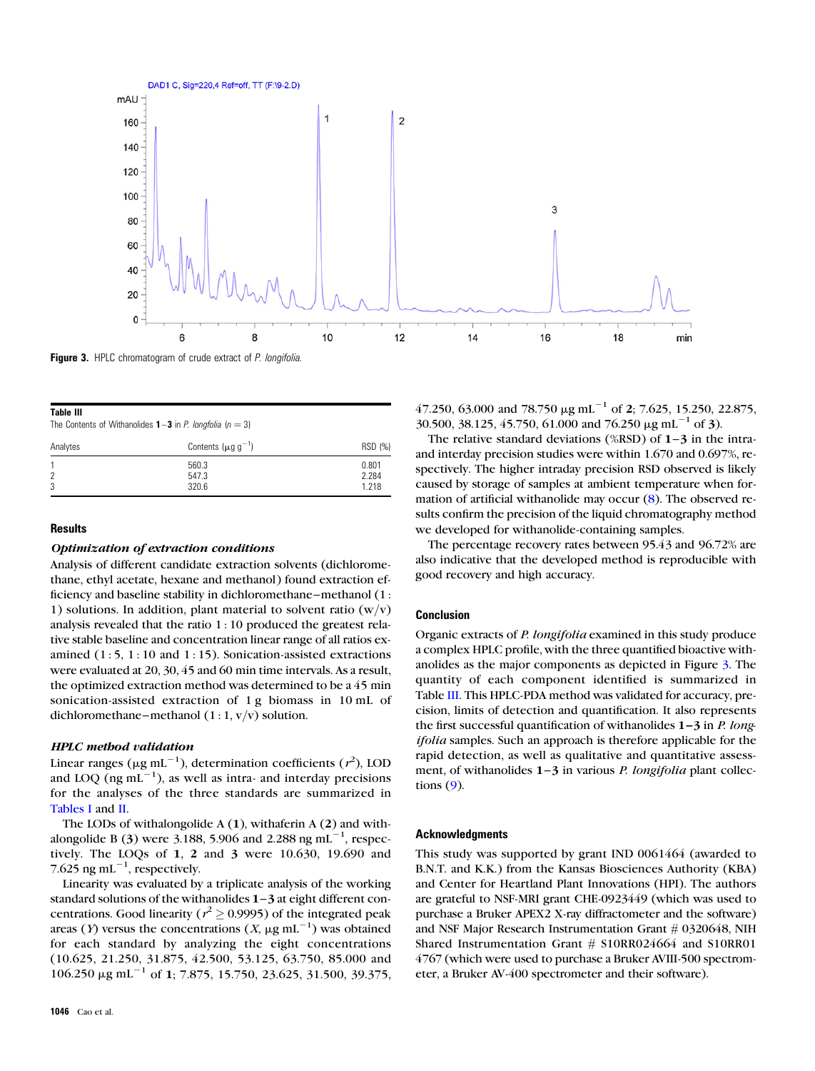DAD1 C, Sig=220,4 Ref=off, TT (F:\9-2.D)

mAU

160

140

120

100

80

60

40

20

0

6

8

10

12

14

16

18

min

1

2

3

**Figure 3.** HPLC chromatogram of crude extract of *P. longifolia*.

**Table III**
The Contents of Withanolides **1**–**3** in *P. longifolia* ($n = 3$)

| Analytes | Contents (μg g$^{-1}$) | RSD (%) |
|---|---|---|
| 1 | 560.3 | 0.801 |
| 2 | 547.3 | 2.284 |
| 3 | 320.6 | 1.218 |

## Results

### *Optimization of extraction conditions*

Analysis of different candidate extraction solvents (dichloromethane, ethyl acetate, hexane and methanol) found extraction efficiency and baseline stability in dichloromethane–methanol (1 : 1) solutions. In addition, plant material to solvent ratio (w/v) analysis revealed that the ratio 1 : 10 produced the greatest relative stable baseline and concentration linear range of all ratios examined (1 : 5, 1 : 10 and 1 : 15). Sonication-assisted extractions were evaluated at 20, 30, 45 and 60 min time intervals. As a result, the optimized extraction method was determined to be a 45 min sonication-assisted extraction of 1 g biomass in 10 mL of dichloromethane–methanol (1 : 1, v/v) solution.

### *HPLC method validation*

Linear ranges (μg mL$^{-1}$), determination coefficients ($r^2$), LOD and LOQ (ng mL$^{-1}$), as well as intra- and interday precisions for the analyses of the three standards are summarized in Tables I and II.

The LODs of withalongolide A (**1**), withaferin A (**2**) and withalongolide B (**3**) were 3.188, 5.906 and 2.288 ng mL$^{-1}$, respectively. The LOQs of **1**, **2** and **3** were 10.630, 19.690 and 7.625 ng mL$^{-1}$, respectively.

Linearity was evaluated by a triplicate analysis of the working standard solutions of the withanolides **1**–**3** at eight different concentrations. Good linearity ($r^2 \geq 0.9995$) of the integrated peak areas ($Y$) versus the concentrations ($X$, μg mL$^{-1}$) was obtained for each standard by analyzing the eight concentrations (10.625, 21.250, 31.875, 42.500, 53.125, 63.750, 85.000 and 106.250 μg mL$^{-1}$ of **1**; 7.875, 15.750, 23.625, 31.500, 39.375, 47.250, 63.000 and 78.750 μg mL$^{-1}$ of **2**; 7.625, 15.250, 22.875, 30.500, 38.125, 45.750, 61.000 and 76.250 μg mL$^{-1}$ of **3**).

The relative standard deviations (%RSD) of **1**–**3** in the intra- and interday precision studies were within 1.670 and 0.697%, respectively. The higher intraday precision RSD observed is likely caused by storage of samples at ambient temperature when formation of artificial withanolide may occur (8). The observed results confirm the precision of the liquid chromatography method we developed for withanolide-containing samples.

The percentage recovery rates between 95.43 and 96.72% are also indicative that the developed method is reproducible with good recovery and high accuracy.

## Conclusion

Organic extracts of *P. longifolia* examined in this study produce a complex HPLC profile, with the three quantified bioactive withanolides as the major components as depicted in Figure 3. The quantity of each component identified is summarized in Table III. This HPLC-PDA method was validated for accuracy, precision, limits of detection and quantification. It also represents the first successful quantification of withanolides **1**–**3** in *P. longifolia* samples. Such an approach is therefore applicable for the rapid detection, as well as qualitative and quantitative assessment, of withanolides **1**–**3** in various *P. longifolia* plant collections (9).

## Acknowledgments

This study was supported by grant IND 0061464 (awarded to B.N.T. and K.K.) from the Kansas Biosciences Authority (KBA) and Center for Heartland Plant Innovations (HPI). The authors are grateful to NSF-MRI grant CHE-0923449 (which was used to purchase a Bruker APEX2 X-ray diffractometer and the software) and NSF Major Research Instrumentation Grant # 0320648, NIH Shared Instrumentation Grant # S10RR024664 and S10RR01 4767 (which were used to purchase a Bruker AVIII-500 spectrometer, a Bruker AV-400 spectrometer and their software).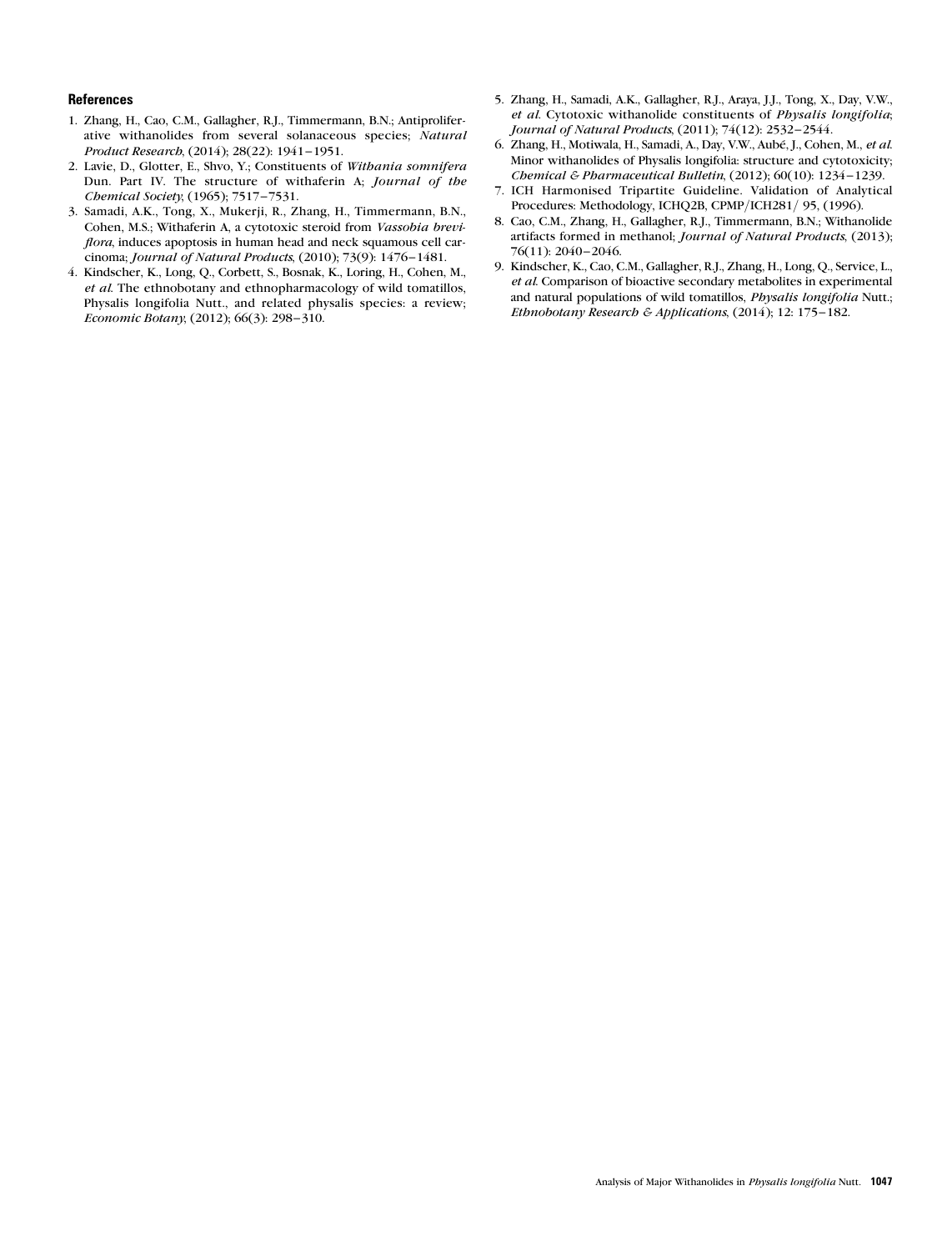### References

1. Zhang, H., Cao, C.M., Gallagher, R.J., Timmermann, B.N.; Antiproliferative withanolides from several solanaceous species; *Natural Product Research*, (2014); 28(22): 1941–1951.
2. Lavie, D., Glotter, E., Shvo, Y.; Constituents of *Withania somnifera* Dun. Part IV. The structure of withaferin A; *Journal of the Chemical Society*, (1965); 7517–7531.
3. Samadi, A.K., Tong, X., Mukerji, R., Zhang, H., Timmermann, B.N., Cohen, M.S.; Withaferin A, a cytotoxic steroid from *Vassobia breviflora*, induces apoptosis in human head and neck squamous cell carcinoma; *Journal of Natural Products*, (2010); 73(9): 1476–1481.
4. Kindscher, K., Long, Q., Corbett, S., Bosnak, K., Loring, H., Cohen, M., *et al*. The ethnobotany and ethnopharmacology of wild tomatillos, Physalis longifolia Nutt., and related physalis species: a review; *Economic Botany*, (2012); 66(3): 298–310.
5. Zhang, H., Samadi, A.K., Gallagher, R.J., Araya, J.J., Tong, X., Day, V.W., *et al*. Cytotoxic withanolide constituents of *Physalis longifolia*; *Journal of Natural Products*, (2011); 74(12): 2532–2544.
6. Zhang, H., Motiwala, H., Samadi, A., Day, V.W., Aubé, J., Cohen, M., *et al*. Minor withanolides of Physalis longifolia: structure and cytotoxicity; *Chemical & Pharmaceutical Bulletin*, (2012); 60(10): 1234–1239.
7. ICH Harmonised Tripartite Guideline. Validation of Analytical Procedures: Methodology, ICHQ2B, CPMP/ICH281/ 95, (1996).
8. Cao, C.M., Zhang, H., Gallagher, R.J., Timmermann, B.N.; Withanolide artifacts formed in methanol; *Journal of Natural Products*, (2013); 76(11): 2040–2046.
9. Kindscher, K., Cao, C.M., Gallagher, R.J., Zhang, H., Long, Q., Service, L., *et al*. Comparison of bioactive secondary metabolites in experimental and natural populations of wild tomatillos, *Physalis longifolia* Nutt.; *Ethnobotany Research & Applications*, (2014); 12: 175–182.